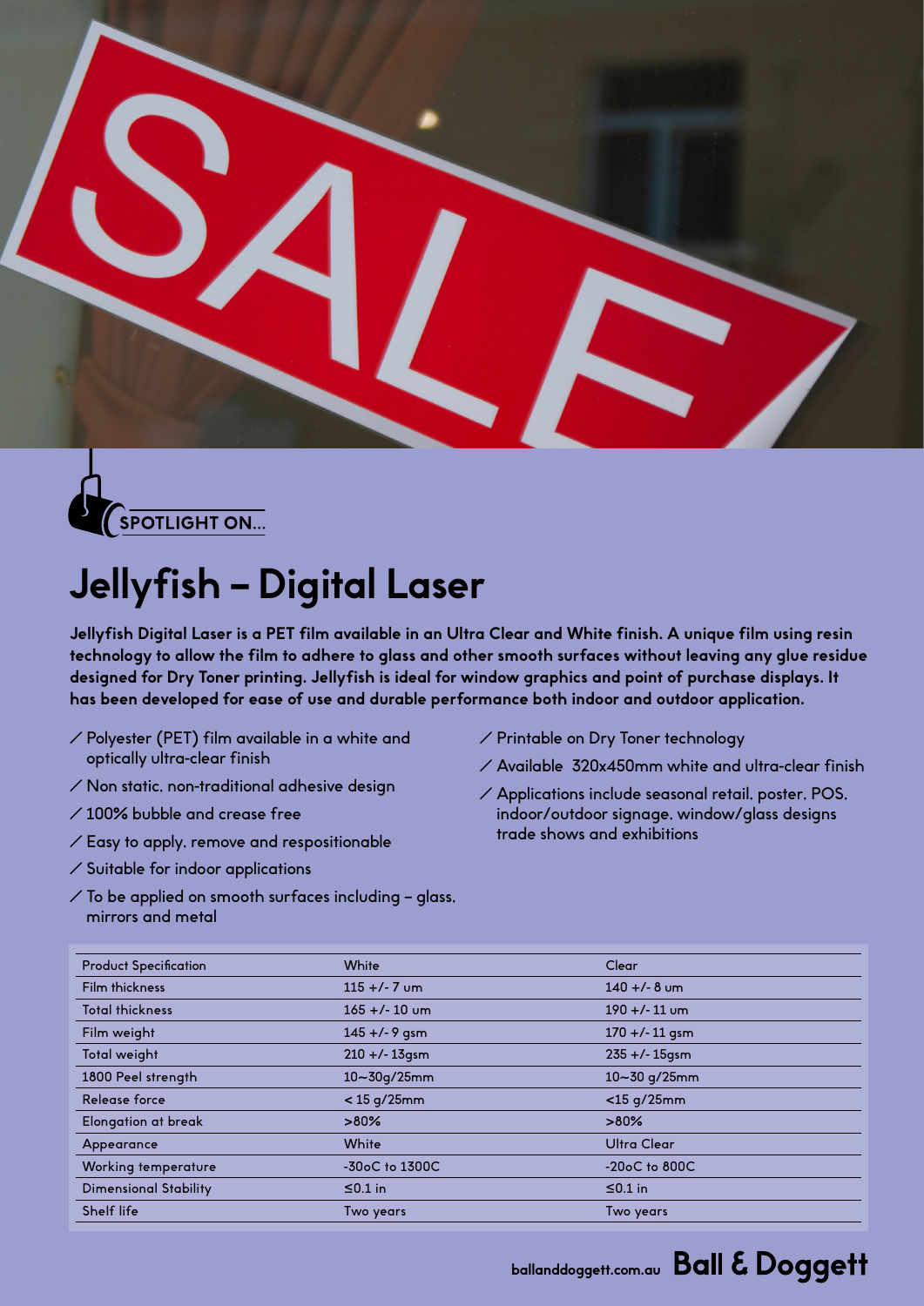SPOTLIGHT ON...

# Jellyfish – Digital Laser

**Jellyfish Digital Laser is a PET film available in an Ultra Clear and White finish. A unique film using resin technology to allow the film to adhere to glass and other smooth surfaces without leaving any glue residue designed for Dry Toner printing. Jellyfish is ideal for window graphics and point of purchase displays. It has been developed for ease of use and durable performance both indoor and outdoor application.**

- Polyester (PET) film available in a white and optically ultra-clear finish
- Non static, non-traditional adhesive design
- 100% bubble and crease free
- Easy to apply, remove and respositionable
- Suitable for indoor applications
- To be applied on smooth surfaces including – glass, mirrors and metal
- Printable on Dry Toner technology
- Available 320x450mm white and ultra-clear finish
- Applications include seasonal retail, poster, POS, indoor/outdoor signage, window/glass designs trade shows and exhibitions

| Product Specification | White | Clear |
|---|---|---|
| Film thickness | 115 +/- 7 um | 140 +/- 8 um |
| Total thickness | 165 +/- 10 um | 190 +/- 11 um |
| Film weight | 145 +/- 9 gsm | 170 +/- 11 gsm |
| Total weight | 210 +/- 13gsm | 235 +/- 15gsm |
| 1800 Peel strength | 10~30g/25mm | 10~30 g/25mm |
| Release force | < 15 g/25mm | <15 g/25mm |
| Elongation at break | >80% | >80% |
| Appearance | White | Ultra Clear |
| Working temperature | -30oC to 1300C | -20oC to 800C |
| Dimensional Stability | ≤0.1 in | ≤0.1 in |
| Shelf life | Two years | Two years |

ballanddoggett.com.au **Ball & Doggett**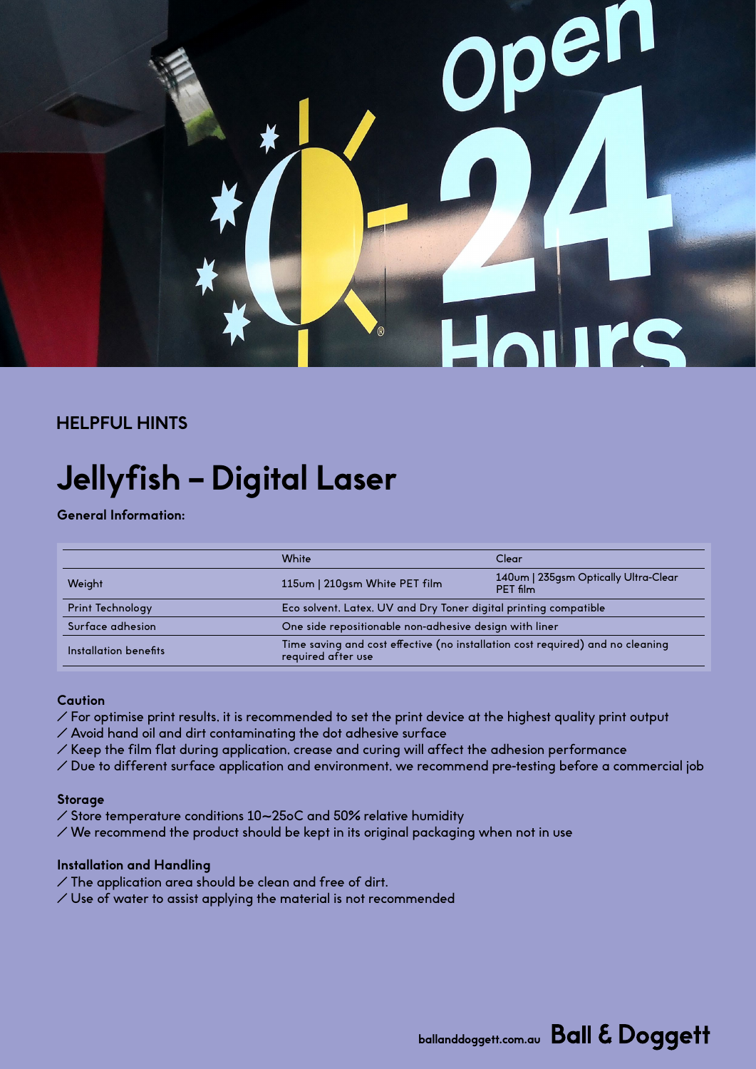HELPFUL HINTS

# Jellyfish – Digital Laser

**General Information:**

| | White | Clear |
|---|---|---|
| Weight | 115um \| 210gsm White PET film | 140um \| 235gsm Optically Ultra-Clear PET film |
| Print Technology | Eco solvent, Latex, UV and Dry Toner digital printing compatible | |
| Surface adhesion | One side repositionable non-adhesive design with liner | |
| Installation benefits | Time saving and cost effective (no installation cost required) and no cleaning required after use | |

**Caution**

/ For optimise print results, it is recommended to set the print device at the highest quality print output
/ Avoid hand oil and dirt contaminating the dot adhesive surface
/ Keep the film flat during application, crease and curing will affect the adhesion performance
/ Due to different surface application and environment, we recommend pre-testing before a commercial job

**Storage**

/ Store temperature conditions 10~25oC and 50% relative humidity
/ We recommend the product should be kept in its original packaging when not in use

**Installation and Handling**

/ The application area should be clean and free of dirt.
/ Use of water to assist applying the material is not recommended

ballanddoggett.com.au **Ball & Doggett**